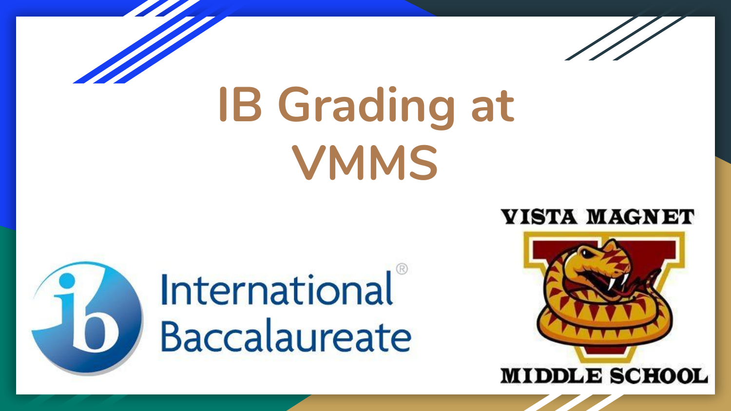# IB Grading at VMMS

International Baccalaureate

VISTA MAGNET MIDDLE SCHOOL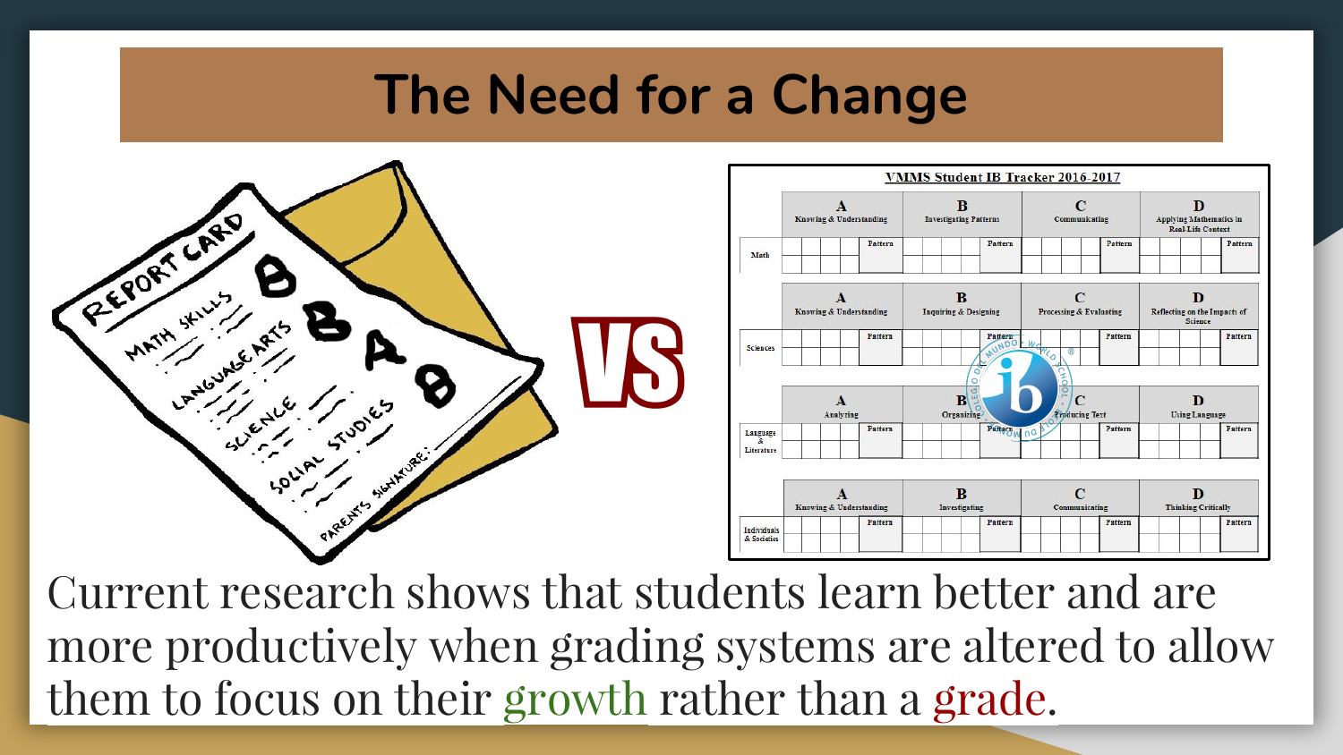# The Need for a Change

Current research shows that students learn better and are more productively when grading systems are altered to allow them to focus on their growth rather than a grade.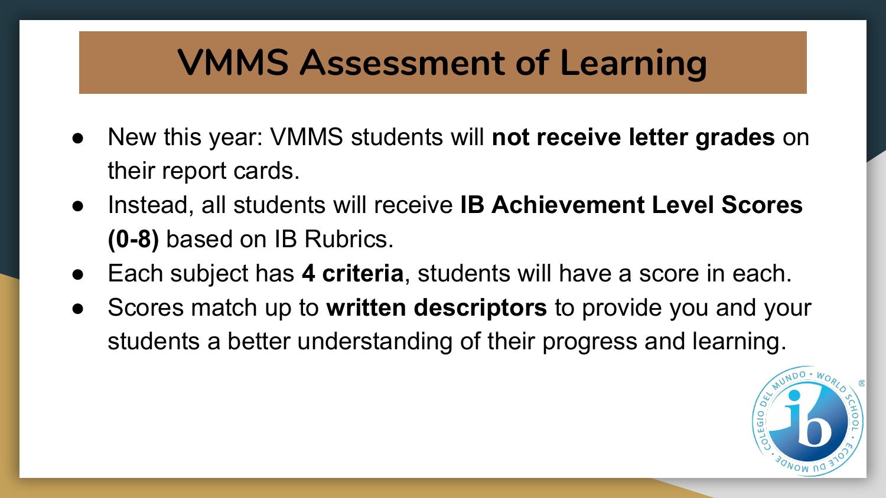# VMMS Assessment of Learning

- New this year: VMMS students will **not receive letter grades** on their report cards.
- Instead, all students will receive **IB Achievement Level Scores (0-8)** based on IB Rubrics.
- Each subject has **4 criteria**, students will have a score in each.
- Scores match up to **written descriptors** to provide you and your students a better understanding of their progress and learning.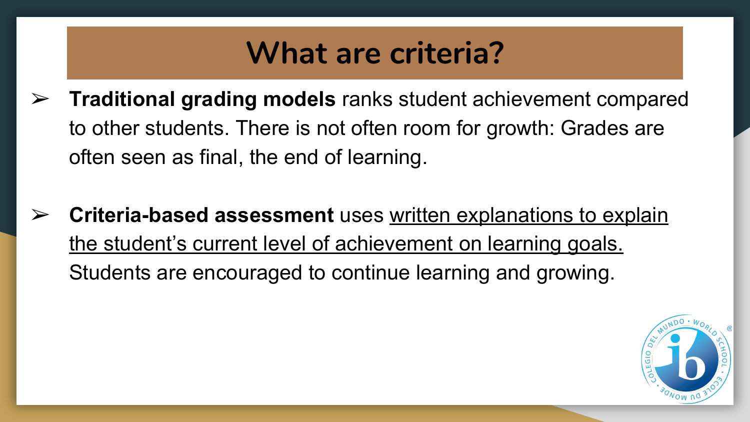# What are criteria?

- **Traditional grading models** ranks student achievement compared to other students. There is not often room for growth: Grades are often seen as final, the end of learning.

- **Criteria-based assessment** uses <u>written explanations to explain the student's current level of achievement on learning goals.</u> Students are encouraged to continue learning and growing.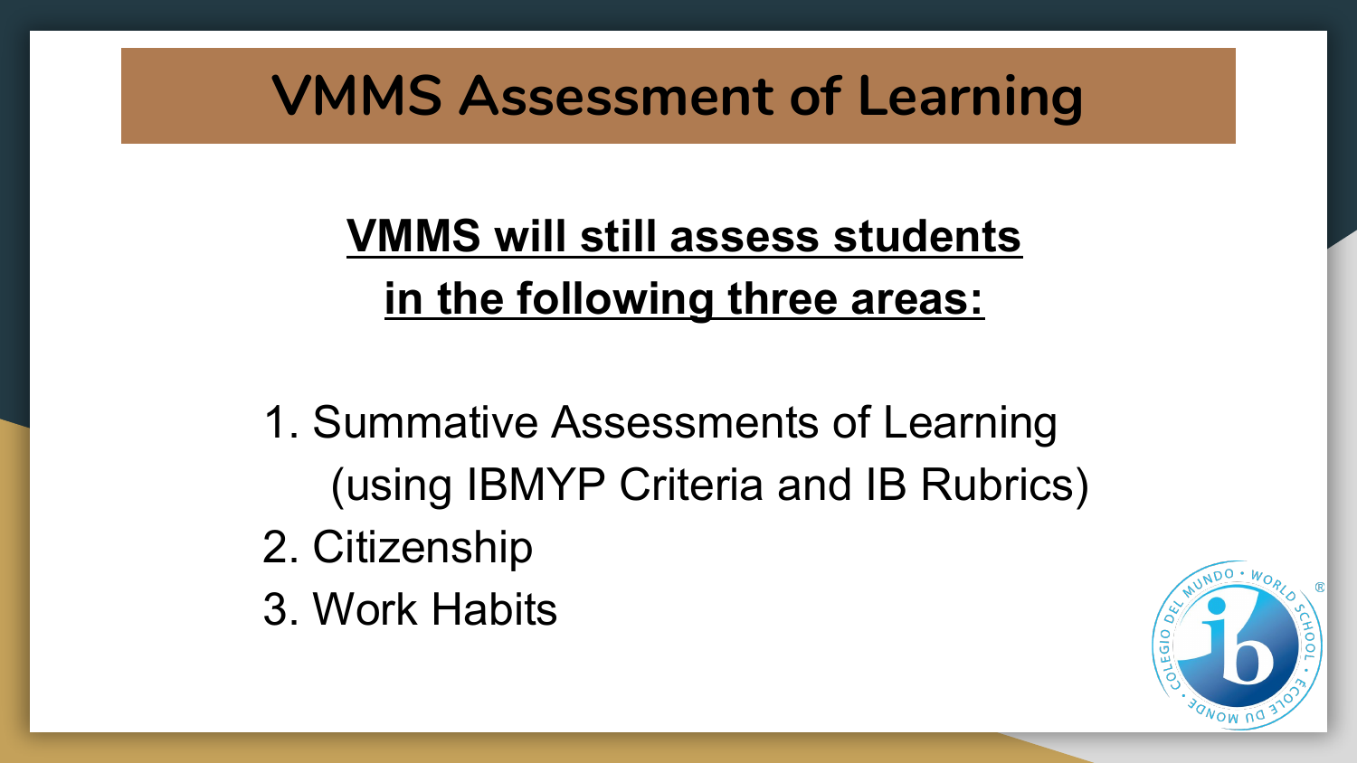# VMMS Assessment of Learning

**VMMS will still assess students in the following three areas:**

1. Summative Assessments of Learning (using IBMYP Criteria and IB Rubrics)
2. Citizenship
3. Work Habits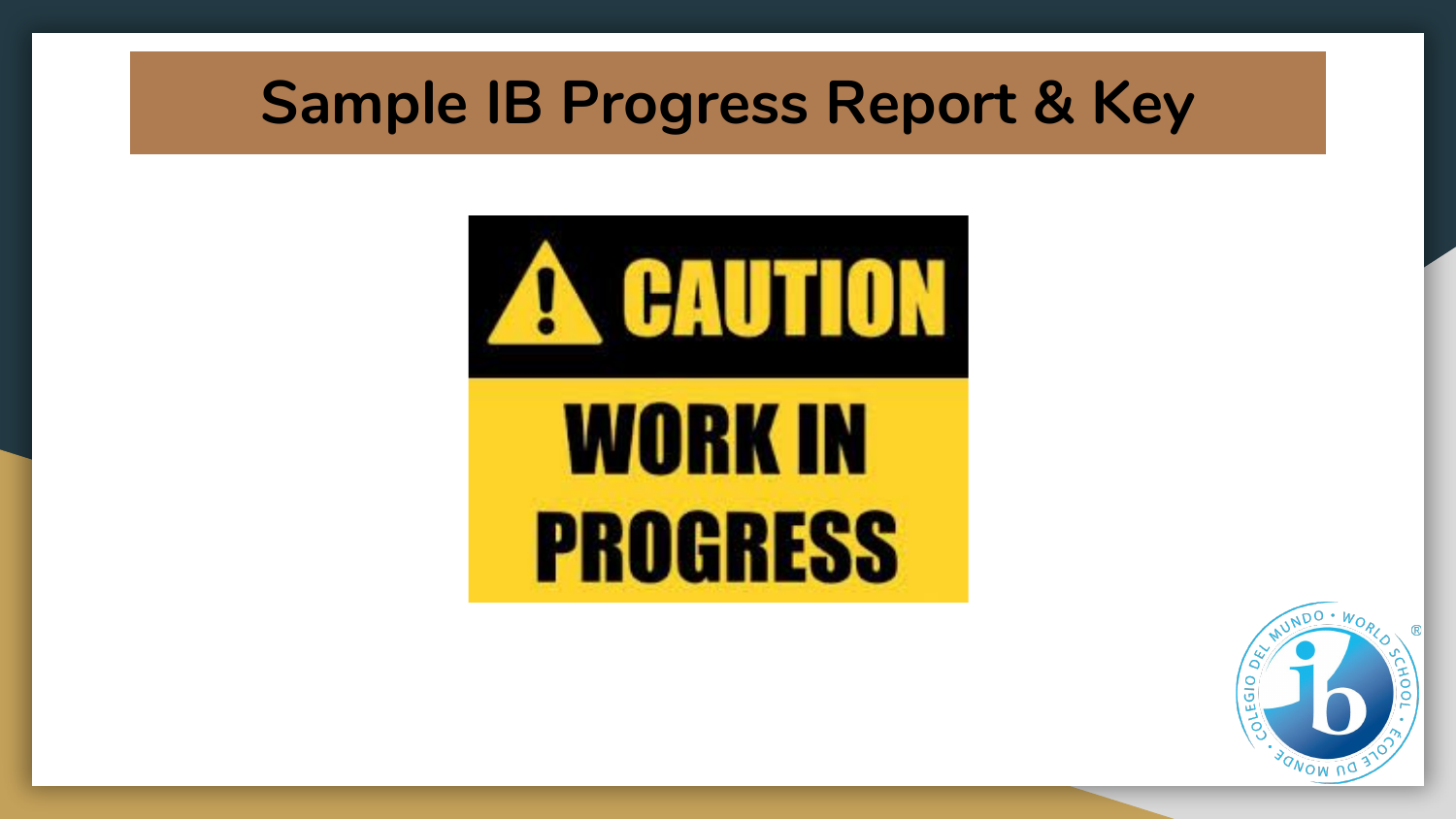# Sample IB Progress Report & Key

CAUTION

WORK IN PROGRESS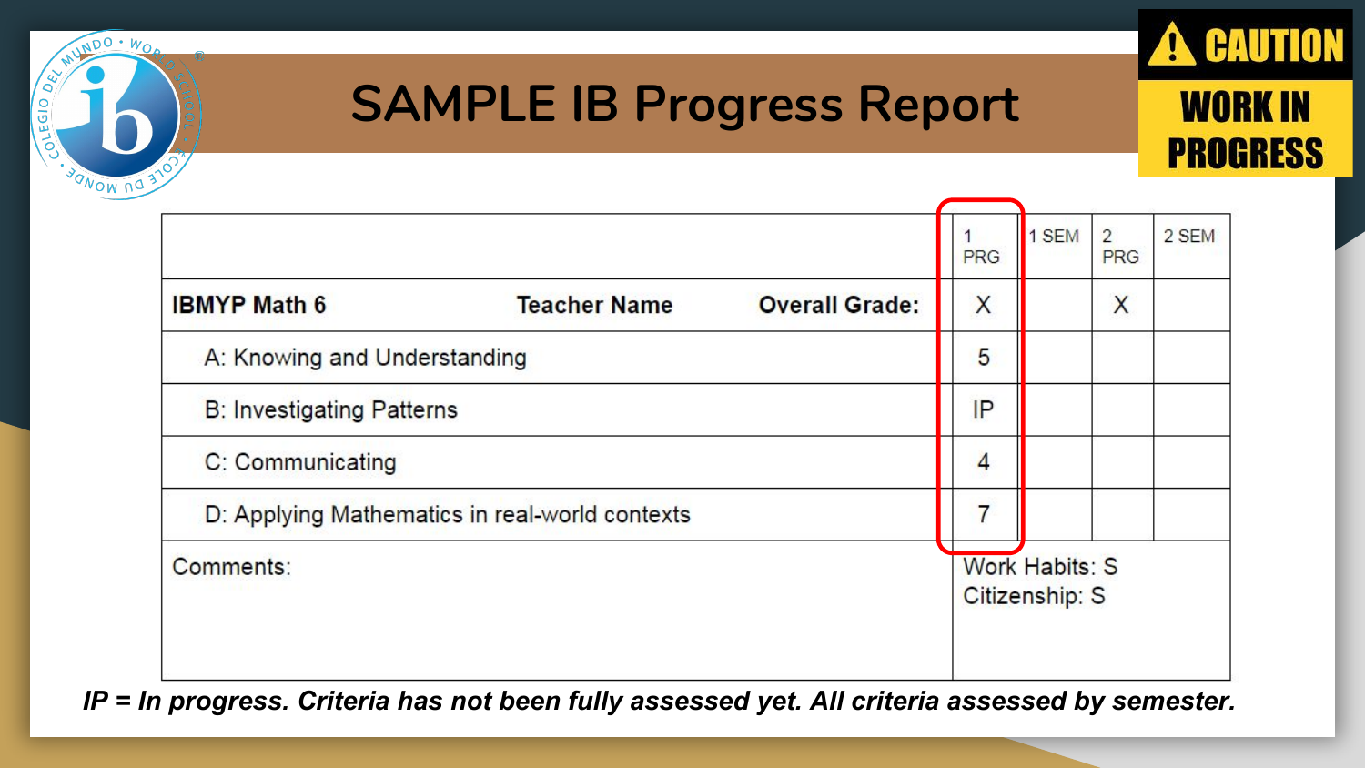# SAMPLE IB Progress Report

CAUTION
WORK IN PROGRESS

| | 1 PRG | 1 SEM | 2 PRG | 2 SEM |
|---|---|---|---|---|
| **IBMYP Math 6** **Teacher Name** **Overall Grade:** | X | | X | |
| A: Knowing and Understanding | 5 | | | |
| B: Investigating Patterns | IP | | | |
| C: Communicating | 4 | | | |
| D: Applying Mathematics in real-world contexts | 7 | | | |
| Comments: | Work Habits: S<br>Citizenship: S | | | |

*IP = In progress. Criteria has not been fully assessed yet. All criteria assessed by semester.*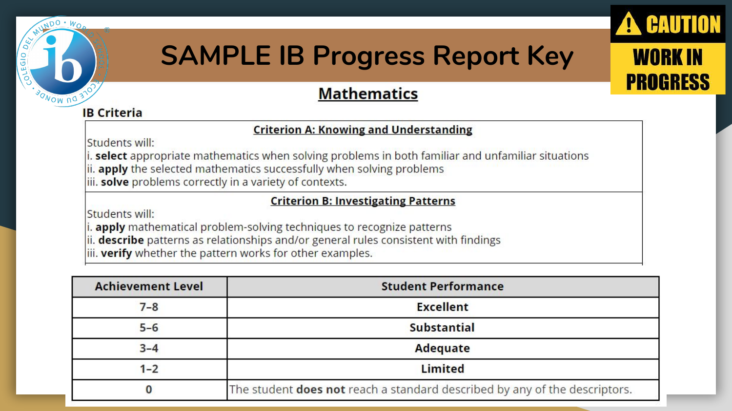# SAMPLE IB Progress Report Key

CAUTION
WORK IN PROGRESS

## Mathematics

**IB Criteria**

| Criterion A: Knowing and Understanding |
| --- |
| Students will:<br>i. **select** appropriate mathematics when solving problems in both familiar and unfamiliar situations<br>ii. **apply** the selected mathematics successfully when solving problems<br>iii. **solve** problems correctly in a variety of contexts. |
| **Criterion B: Investigating Patterns** |
| Students will:<br>i. **apply** mathematical problem-solving techniques to recognize patterns<br>ii. **describe** patterns as relationships and/or general rules consistent with findings<br>iii. **verify** whether the pattern works for other examples. |

| Achievement Level | Student Performance |
| --- | --- |
| 7–8 | **Excellent** |
| 5–6 | **Substantial** |
| 3–4 | **Adequate** |
| 1–2 | **Limited** |
| 0 | The student **does not** reach a standard described by any of the descriptors. |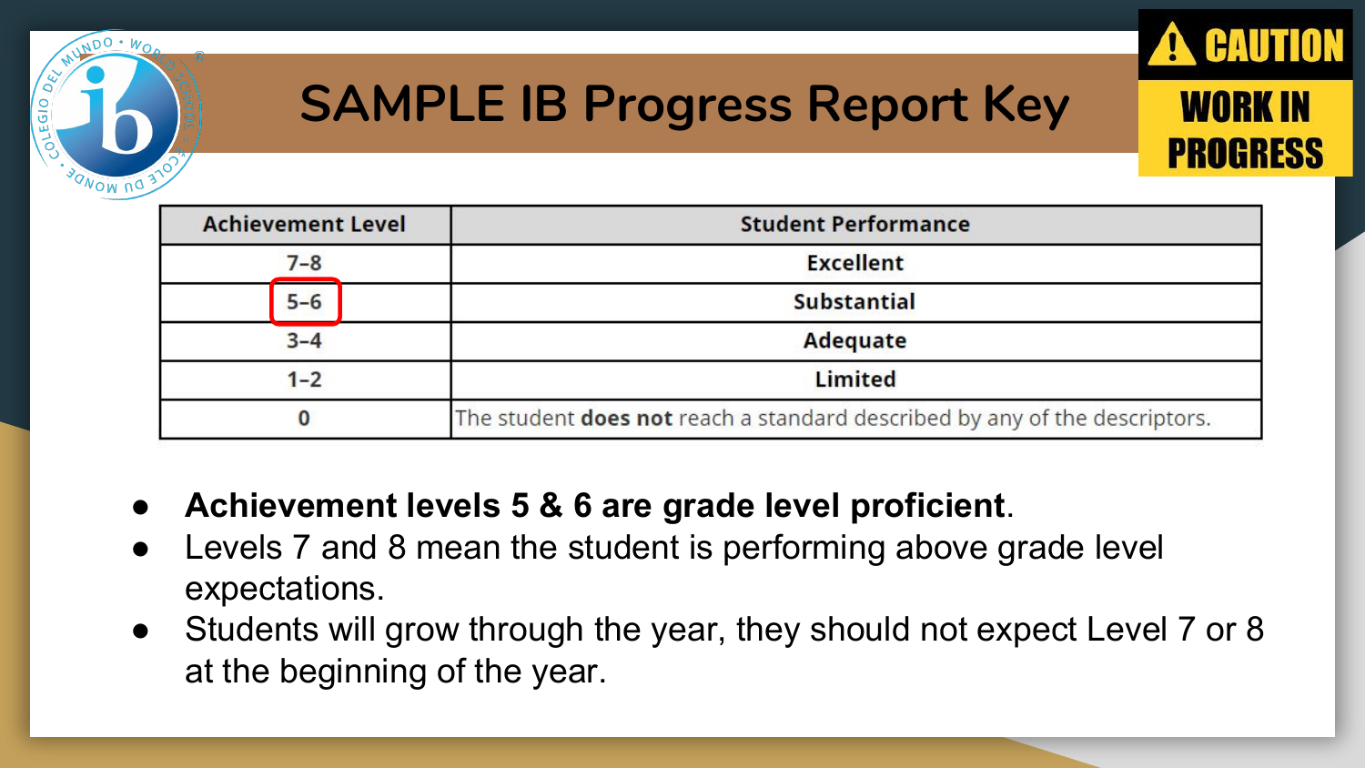# SAMPLE IB Progress Report Key

CAUTION
WORK IN PROGRESS

| Achievement Level | Student Performance |
| --- | --- |
| 7–8 | Excellent |
| 5–6 | Substantial |
| 3–4 | Adequate |
| 1–2 | Limited |
| 0 | The student **does not** reach a standard described by any of the descriptors. |

- **Achievement levels 5 & 6 are grade level proficient**.
- Levels 7 and 8 mean the student is performing above grade level expectations.
- Students will grow through the year, they should not expect Level 7 or 8 at the beginning of the year.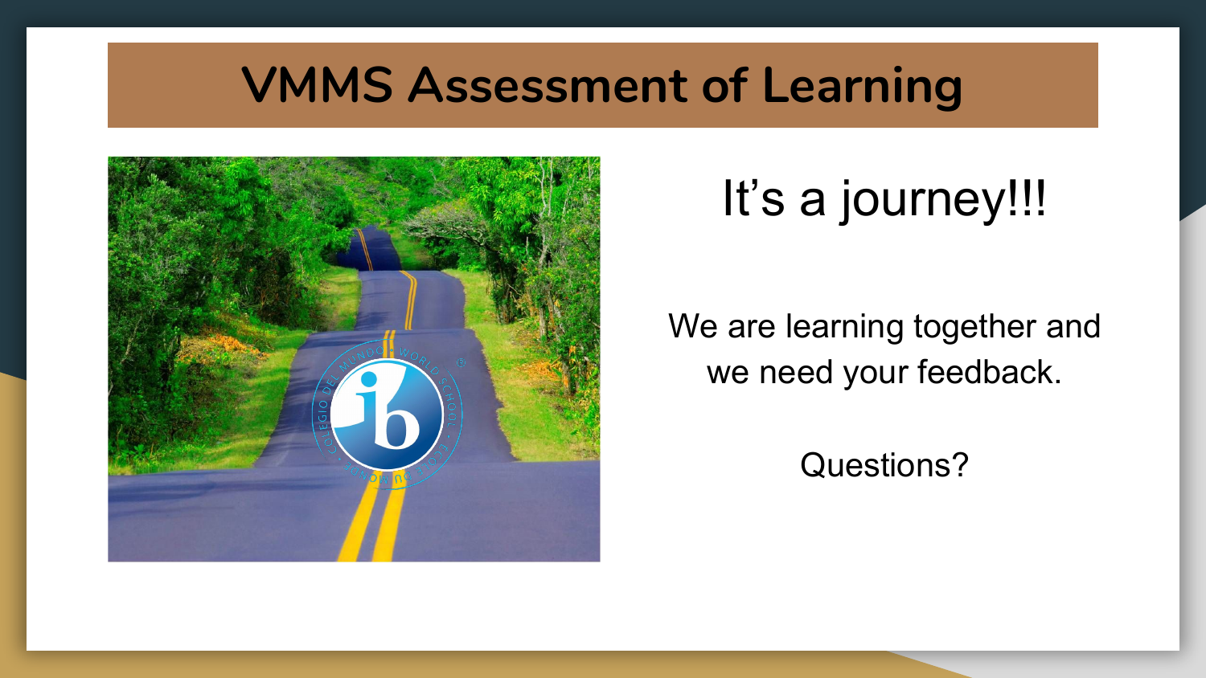# VMMS Assessment of Learning

It's a journey!!!

We are learning together and we need your feedback.

Questions?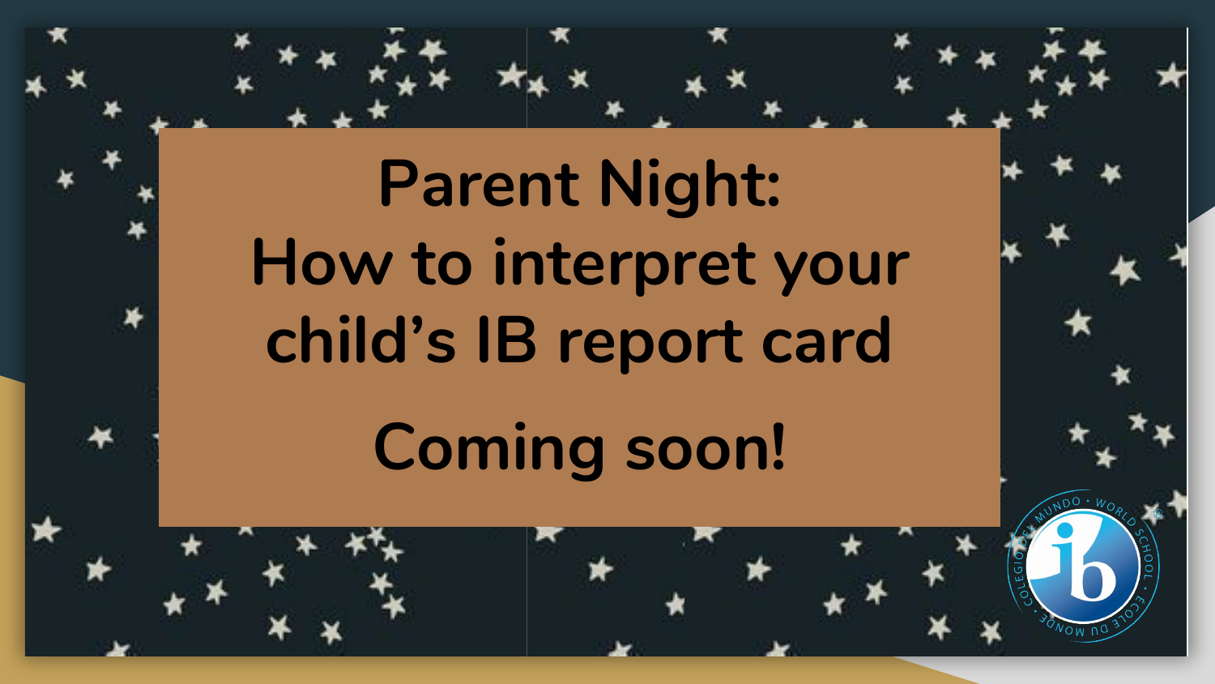# Parent Night:
# How to interpret your child's IB report card

## Coming soon!